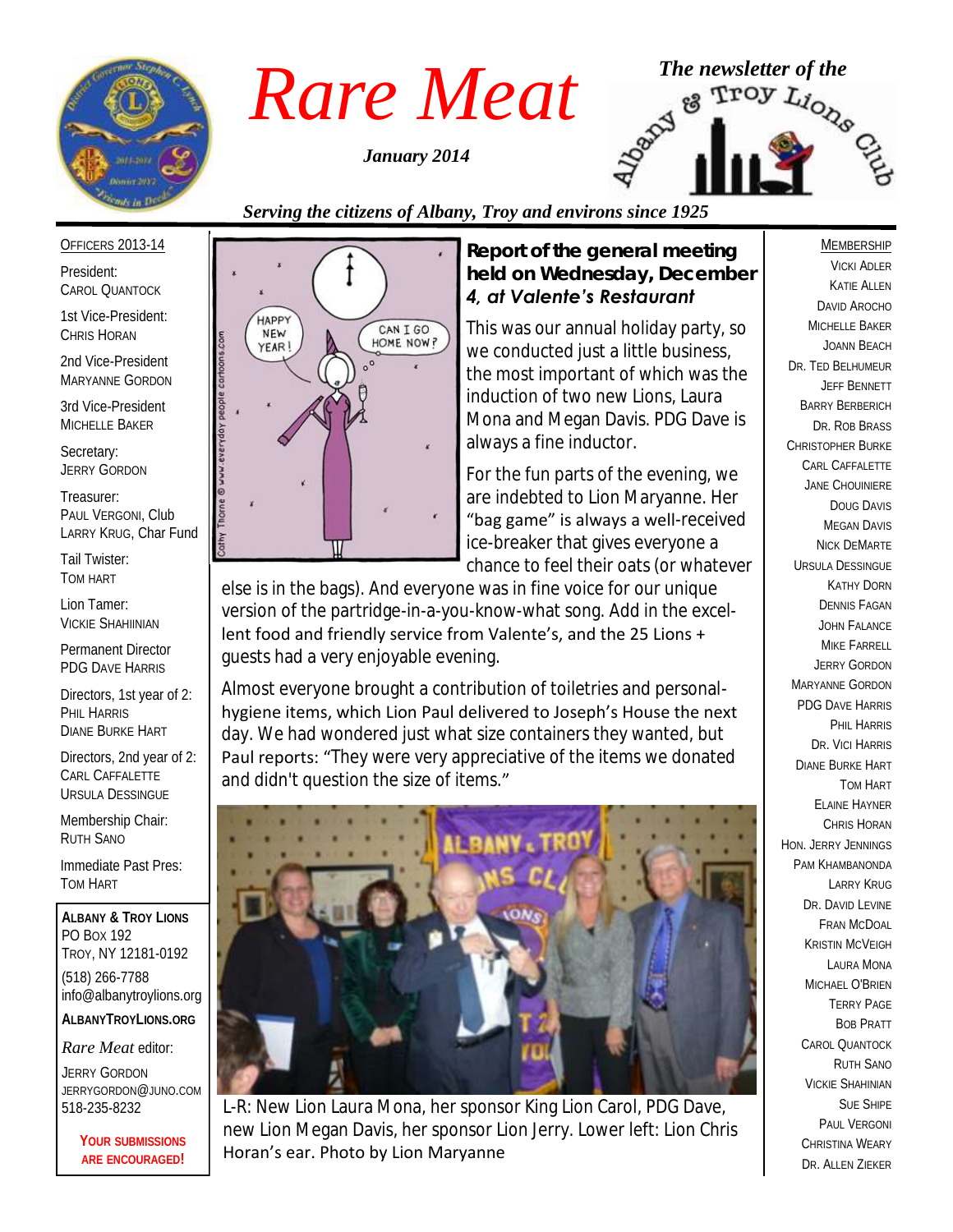# Rare Meat

*January 2014*

*The newsletter of the* Albany & Troy Lions Club

*Serving the citizens of Albany, Troy and environs since 1925*

OFFICERS 2013-14

President:
CAROL QUANTOCK

1st Vice-President:
CHRIS HORAN

2nd Vice-President
MARYANNE GORDON

3rd Vice-President
MICHELLE BAKER

Secretary:
JERRY GORDON

Treasurer:
PAUL VERGONI, Club
LARRY KRUG, Char Fund

Tail Twister:
TOM HART

Lion Tamer:
VICKIE SHAHIINIAN

Permanent Director
PDG DAVE HARRIS

Directors, 1st year of 2:
PHIL HARRIS
DIANE BURKE HART

Directors, 2nd year of 2:
CARL CAFFALETTE
URSULA DESSINGUE

Membership Chair:
RUTH SANO

Immediate Past Pres:
TOM HART

**ALBANY & TROY LIONS**
PO BOX 192
TROY, NY 12181-0192
(518) 266-7788
info@albanytroylions.org

**ALBANYTROYLIONS.ORG**

*Rare Meat* editor:
JERRY GORDON
JERRYGORDON@JUNO.COM
518-235-8232

**YOUR SUBMISSIONS ARE ENCOURAGED!**

## Report of the general meeting held on Wednesday, December 4, at Valente's Restaurant

This was our annual holiday party, so we conducted just a little business, the most important of which was the induction of two new Lions, Laura Mona and Megan Davis. PDG Dave is always a fine inductor.

For the fun parts of the evening, we are indebted to Lion Maryanne. Her "bag game" is always a well-received ice-breaker that gives everyone a chance to feel their oats (or whatever else is in the bags). And everyone was in fine voice for our unique version of the partridge-in-a-you-know-what song. Add in the excellent food and friendly service from Valente's, and the 25 Lions + guests had a very enjoyable evening.

Almost everyone brought a contribution of toiletries and personal-hygiene items, which Lion Paul delivered to Joseph's House the next day. We had wondered just what size containers they wanted, but Paul reports: "They were very appreciative of the items we donated and didn't question the size of items."

L-R: New Lion Laura Mona, her sponsor King Lion Carol, PDG Dave, new Lion Megan Davis, her sponsor Lion Jerry. Lower left: Lion Chris Horan's ear. Photo by Lion Maryanne

MEMBERSHIP

VICKI ADLER
KATIE ALLEN
DAVID AROCHO
MICHELLE BAKER
JOANN BEACH
DR. TED BELHUMEUR
JEFF BENNETT
BARRY BERBERICH
DR. ROB BRASS
CHRISTOPHER BURKE
CARL CAFFALETTE
JANE CHOUINIERE
DOUG DAVIS
MEGAN DAVIS
NICK DEMARTE
URSULA DESSINGUE
KATHY DORN
DENNIS FAGAN
JOHN FALANCE
MIKE FARRELL
JERRY GORDON
MARYANNE GORDON
PDG DAVE HARRIS
PHIL HARRIS
DR. VICI HARRIS
DIANE BURKE HART
TOM HART
ELAINE HAYNER
CHRIS HORAN
HON. JERRY JENNINGS
PAM KHAMBANONDA
LARRY KRUG
DR. DAVID LEVINE
FRAN MCDOAL
KRISTIN MCVEIGH
LAURA MONA
MICHAEL O'BRIEN
TERRY PAGE
BOB PRATT
CAROL QUANTOCK
RUTH SANO
VICKIE SHAHINIAN
SUE SHIPE
PAUL VERGONI
CHRISTINA WEARY
DR. ALLEN ZIEKER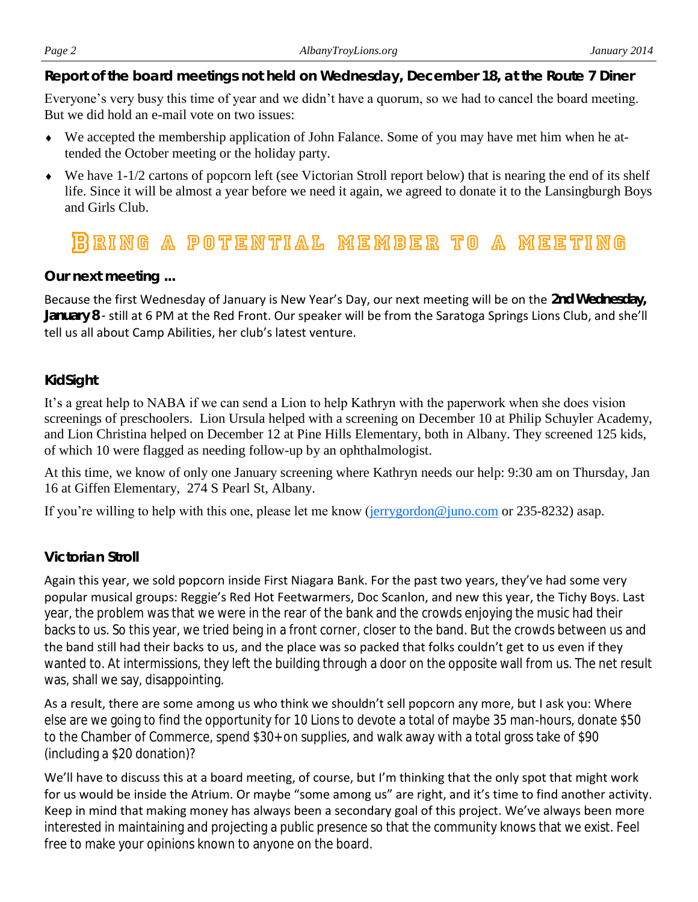### Report of the board meetings not held on Wednesday, December 18, at the Route 7 Diner

Everyone's very busy this time of year and we didn't have a quorum, so we had to cancel the board meeting. But we did hold an e-mail vote on two issues:

- We accepted the membership application of John Falance. Some of you may have met him when he attended the October meeting or the holiday party.
- We have 1-1/2 cartons of popcorn left (see Victorian Stroll report below) that is nearing the end of its shelf life. Since it will be almost a year before we need it again, we agreed to donate it to the Lansingburgh Boys and Girls Club.

## Bring a potential member to a meeting

### Our next meeting ...

Because the first Wednesday of January is New Year's Day, our next meeting will be on the **2nd Wednesday, January 8** - still at 6 PM at the Red Front. Our speaker will be from the Saratoga Springs Lions Club, and she'll tell us all about Camp Abilities, her club's latest venture.

### KidSight

It's a great help to NABA if we can send a Lion to help Kathryn with the paperwork when she does vision screenings of preschoolers. Lion Ursula helped with a screening on December 10 at Philip Schuyler Academy, and Lion Christina helped on December 12 at Pine Hills Elementary, both in Albany. They screened 125 kids, of which 10 were flagged as needing follow-up by an ophthalmologist.

At this time, we know of only one January screening where Kathryn needs our help: 9:30 am on Thursday, Jan 16 at Giffen Elementary, 274 S Pearl St, Albany.

If you're willing to help with this one, please let me know (jerrygordon@juno.com or 235-8232) asap.

### Victorian Stroll

Again this year, we sold popcorn inside First Niagara Bank. For the past two years, they've had some very popular musical groups: Reggie's Red Hot Feetwarmers, Doc Scanlon, and new this year, the Tichy Boys. Last year, the problem was that we were in the rear of the bank and the crowds enjoying the music had their backs to us. So this year, we tried being in a front corner, closer to the band. But the crowds between us and the band still had their backs to us, and the place was so packed that folks couldn't get to us even if they wanted to. At intermissions, they left the building through a door on the opposite wall from us. The net result was, shall we say, disappointing.

As a result, there are some among us who think we shouldn't sell popcorn any more, but I ask you: Where else are we going to find the opportunity for 10 Lions to devote a total of maybe 35 man-hours, donate $50 to the Chamber of Commerce, spend $30+ on supplies, and walk away with a total gross take of $90 (including a $20 donation)?

We'll have to discuss this at a board meeting, of course, but I'm thinking that the only spot that might work for us would be inside the Atrium. Or maybe "some among us" are right, and it's time to find another activity. Keep in mind that making money has always been a secondary goal of this project. We've always been more interested in maintaining and projecting a public presence so that the community knows that we exist. Feel free to make your opinions known to anyone on the board.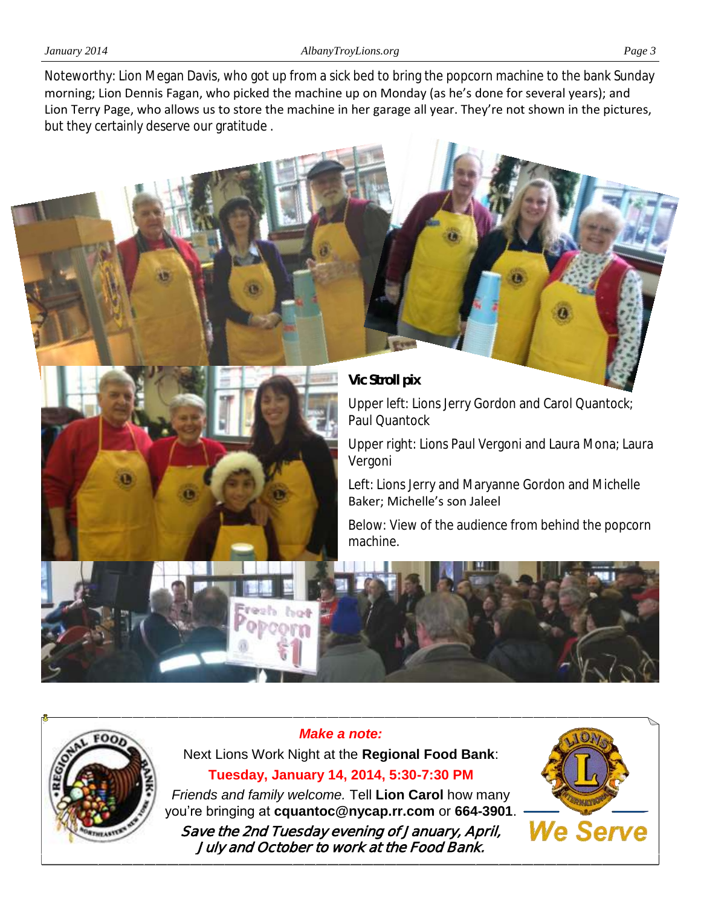Noteworthy: Lion Megan Davis, who got up from a sick bed to bring the popcorn machine to the bank Sunday morning; Lion Dennis Fagan, who picked the machine up on Monday (as he's done for several years); and Lion Terry Page, who allows us to store the machine in her garage all year. They're not shown in the pictures, but they certainly deserve our gratitude .

**Vic Stroll pix**

Upper left: Lions Jerry Gordon and Carol Quantock; Paul Quantock

Upper right: Lions Paul Vergoni and Laura Mona; Laura Vergoni

Left: Lions Jerry and Maryanne Gordon and Michelle Baker; Michelle's son Jaleel

Below: View of the audience from behind the popcorn machine.

***Make a note:***

Next Lions Work Night at the **Regional Food Bank**:

**Tuesday, January 14, 2014, 5:30-7:30 PM**

*Friends and family welcome.* Tell **Lion Carol** how many you're bringing at **cquantoc@nycap.rr.com** or **664-3901**.

*Save the 2nd Tuesday evening of January, April, July and October to work at the Food Bank.*

We Serve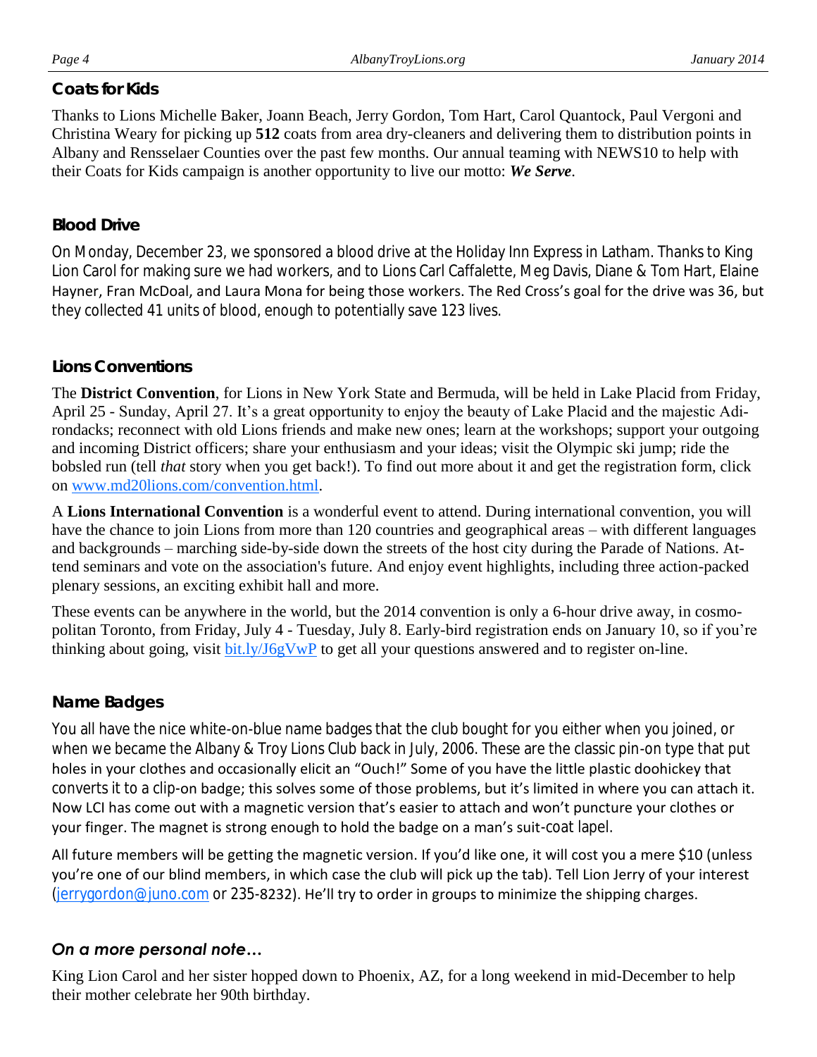## Coats for Kids

Thanks to Lions Michelle Baker, Joann Beach, Jerry Gordon, Tom Hart, Carol Quantock, Paul Vergoni and Christina Weary for picking up **512** coats from area dry-cleaners and delivering them to distribution points in Albany and Rensselaer Counties over the past few months. Our annual teaming with NEWS10 to help with their Coats for Kids campaign is another opportunity to live our motto: ***We Serve***.

## Blood Drive

On Monday, December 23, we sponsored a blood drive at the Holiday Inn Express in Latham. Thanks to King Lion Carol for making sure we had workers, and to Lions Carl Caffalette, Meg Davis, Diane & Tom Hart, Elaine Hayner, Fran McDoal, and Laura Mona for being those workers. The Red Cross's goal for the drive was 36, but they collected 41 units of blood, enough to potentially save 123 lives.

## Lions Conventions

The **District Convention**, for Lions in New York State and Bermuda, will be held in Lake Placid from Friday, April 25 - Sunday, April 27. It's a great opportunity to enjoy the beauty of Lake Placid and the majestic Adirondacks; reconnect with old Lions friends and make new ones; learn at the workshops; support your outgoing and incoming District officers; share your enthusiasm and your ideas; visit the Olympic ski jump; ride the bobsled run (tell *that* story when you get back!). To find out more about it and get the registration form, click on www.md20lions.com/convention.html.

A **Lions International Convention** is a wonderful event to attend. During international convention, you will have the chance to join Lions from more than 120 countries and geographical areas – with different languages and backgrounds – marching side-by-side down the streets of the host city during the Parade of Nations. Attend seminars and vote on the association's future. And enjoy event highlights, including three action-packed plenary sessions, an exciting exhibit hall and more.

These events can be anywhere in the world, but the 2014 convention is only a 6-hour drive away, in cosmopolitan Toronto, from Friday, July 4 - Tuesday, July 8. Early-bird registration ends on January 10, so if you're thinking about going, visit bit.ly/J6gVwP to get all your questions answered and to register on-line.

## Name Badges

You all have the nice white-on-blue name badges that the club bought for you either when you joined, or when we became the Albany & Troy Lions Club back in July, 2006. These are the classic pin-on type that put holes in your clothes and occasionally elicit an "Ouch!" Some of you have the little plastic doohickey that converts it to a clip-on badge; this solves some of those problems, but it's limited in where you can attach it. Now LCI has come out with a magnetic version that's easier to attach and won't puncture your clothes or your finger. The magnet is strong enough to hold the badge on a man's suit-coat lapel.

All future members will be getting the magnetic version. If you'd like one, it will cost you a mere $10 (unless you're one of our blind members, in which case the club will pick up the tab). Tell Lion Jerry of your interest (jerrygordon@juno.com or 235-8232). He'll try to order in groups to minimize the shipping charges.

## *On a more personal note…*

King Lion Carol and her sister hopped down to Phoenix, AZ, for a long weekend in mid-December to help their mother celebrate her 90th birthday.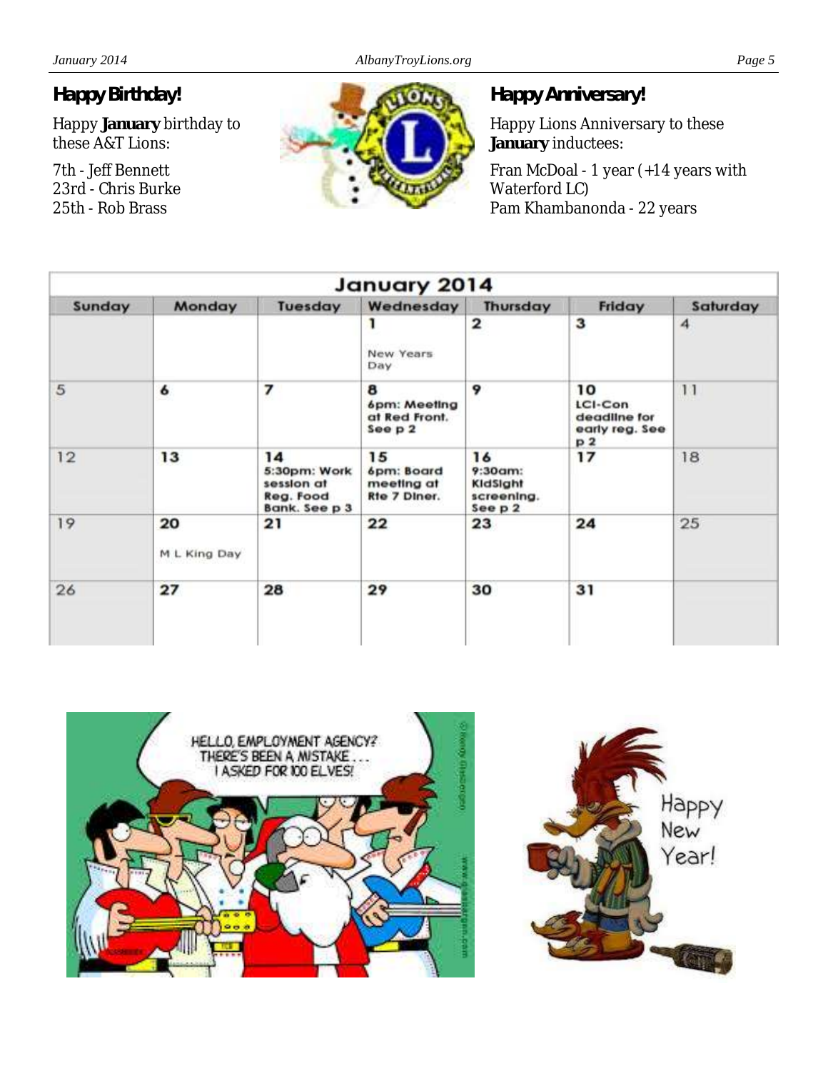## Happy Birthday!

Happy **January** birthday to these A&T Lions:

7th - Jeff Bennett
23rd - Chris Burke
25th - Rob Brass

## Happy Anniversary!

Happy Lions Anniversary to these **January** inductees:

Fran McDoal - 1 year (+14 years with Waterford LC)
Pam Khambanonda - 22 years

| January 2014 | | | | | | |
|---|---|---|---|---|---|---|
| **Sunday** | **Monday** | **Tuesday** | **Wednesday** | **Thursday** | **Friday** | **Saturday** |
| | | | 1 New Years Day | 2 | 3 | 4 |
| 5 | 6 | 7 | 8 6pm: Meeting at Red Front. See p 2 | 9 | 10 LCI-Con deadline for early reg. See p 2 | 11 |
| 12 | 13 | 14 5:30pm: Work session at Reg. Food Bank. See p 3 | 15 6pm: Board meeting at Rte 7 Diner. | 16 9:30am: KidSight screening. See p 2 | 17 | 18 |
| 19 | 20 M L King Day | 21 | 22 | 23 | 24 | 25 |
| 26 | 27 | 28 | 29 | 30 | 31 | |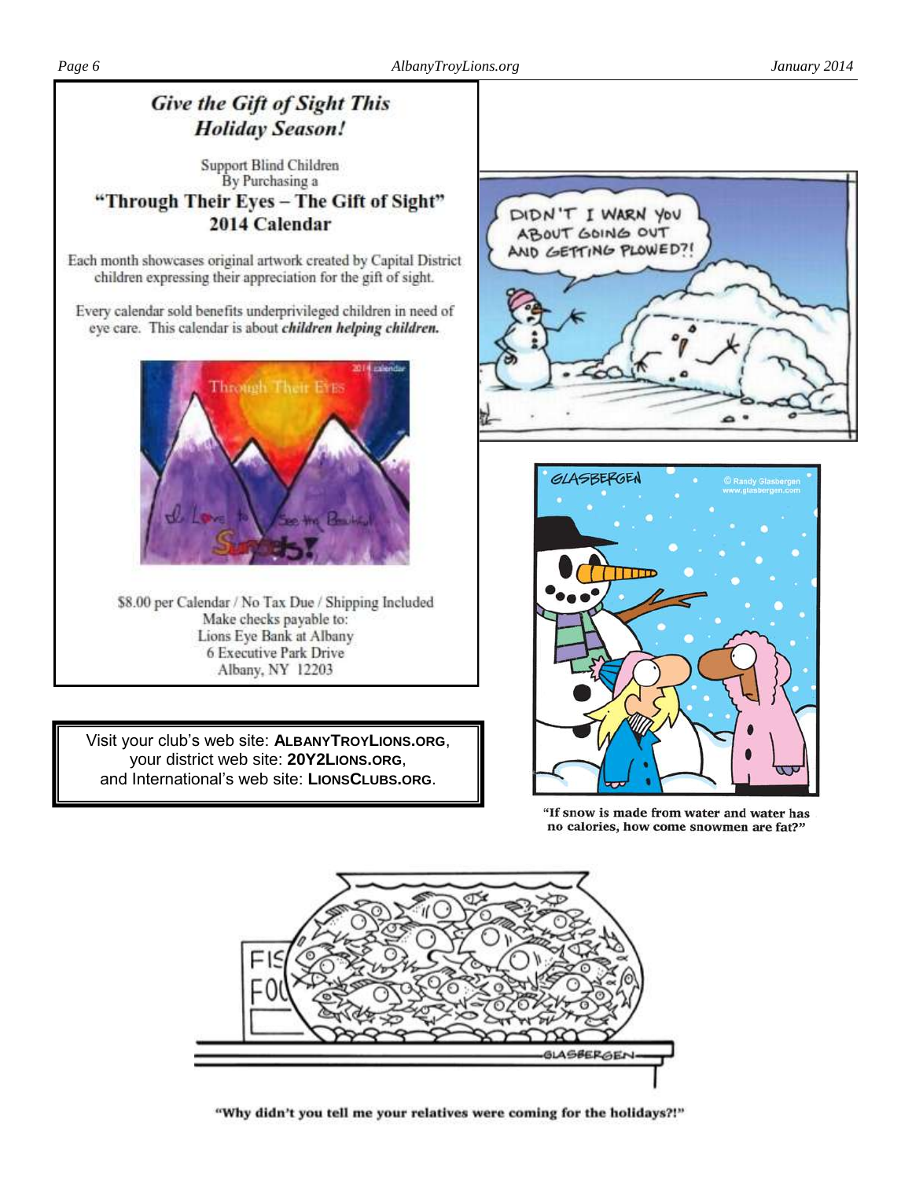## *Give the Gift of Sight This Holiday Season!*

Support Blind Children
By Purchasing a

**"Through Their Eyes – The Gift of Sight" 2014 Calendar**

Each month showcases original artwork created by Capital District children expressing their appreciation for the gift of sight.

Every calendar sold benefits underprivileged children in need of eye care. This calendar is about ***children helping children.***

$8.00 per Calendar / No Tax Due / Shipping Included
Make checks payable to:
Lions Eye Bank at Albany
6 Executive Park Drive
Albany, NY 12203

Visit your club's web site: **ALBANYTROYLIONS.ORG**, your district web site: **20Y2LIONS.ORG**, and International's web site: **LIONSCLUBS.ORG**.

"If snow is made from water and water has no calories, how come snowmen are fat?"

"Why didn't you tell me your relatives were coming for the holidays?!"